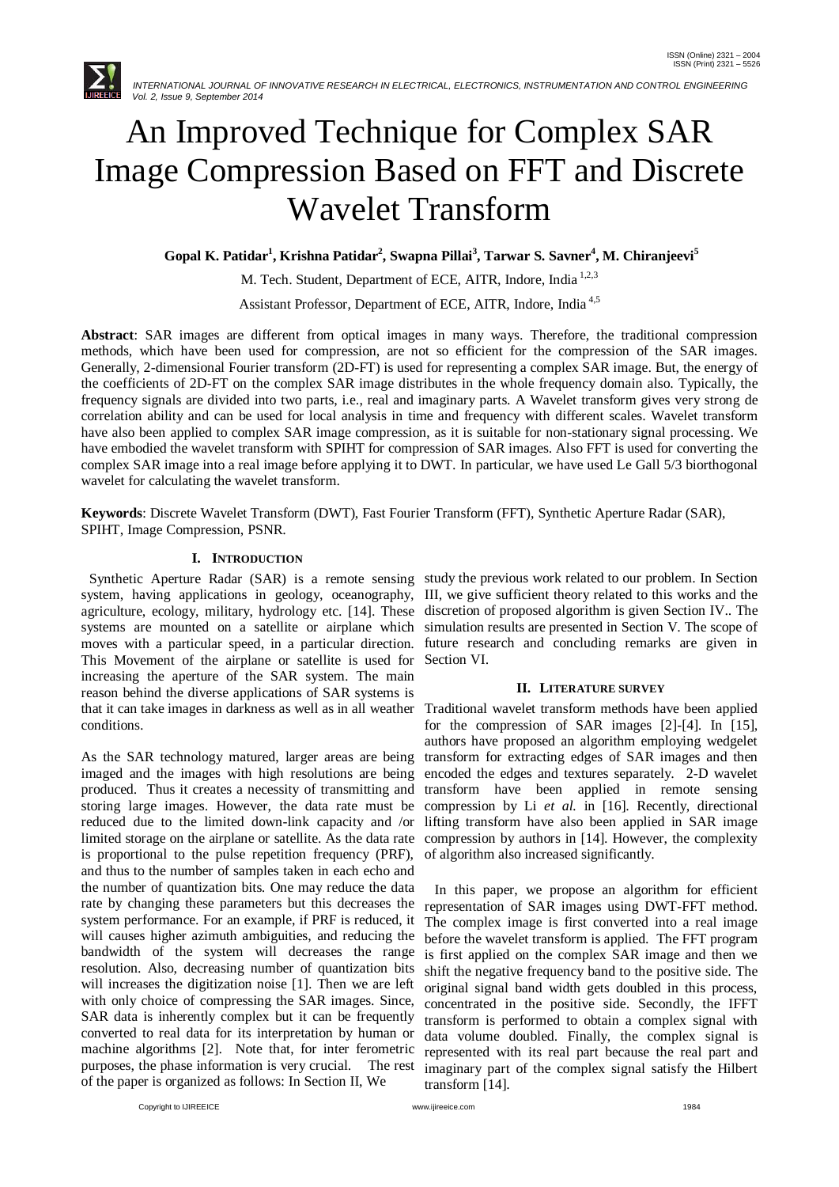# An Improved Technique for Complex SAR Image Compression Based on FFT and Discrete Wavelet Transform

**Gopal K. Patidar[1], Krishna Patidar[2], Swapna Pillai[3], Tarwar S. Savner[4], M. Chiranjeevi[5]**

M. Tech. Student, Department of ECE, AITR, Indore, India [1,2,3]

Assistant Professor, Department of ECE, AITR, Indore, India [4,5]

**Abstract**: SAR images are different from optical images in many ways. Therefore, the traditional compression methods, which have been used for compression, are not so efficient for the compression of the SAR images. Generally, 2-dimensional Fourier transform (2D-FT) is used for representing a complex SAR image. But, the energy of the coefficients of 2D-FT on the complex SAR image distributes in the whole frequency domain also. Typically, the frequency signals are divided into two parts, i.e., real and imaginary parts. A Wavelet transform gives very strong de correlation ability and can be used for local analysis in time and frequency with different scales. Wavelet transform have also been applied to complex SAR image compression, as it is suitable for non-stationary signal processing. We have embodied the wavelet transform with SPIHT for compression of SAR images. Also FFT is used for converting the complex SAR image into a real image before applying it to DWT. In particular, we have used Le Gall 5/3 biorthogonal wavelet for calculating the wavelet transform.

**Keywords**: Discrete Wavelet Transform (DWT), Fast Fourier Transform (FFT), Synthetic Aperture Radar (SAR), SPIHT, Image Compression, PSNR.

## I. INTRODUCTION

Synthetic Aperture Radar (SAR) is a remote sensing system, having applications in geology, oceanography, agriculture, ecology, military, hydrology etc. [14]. These systems are mounted on a satellite or airplane which moves with a particular speed, in a particular direction. This Movement of the airplane or satellite is used for increasing the aperture of the SAR system. The main reason behind the diverse applications of SAR systems is that it can take images in darkness as well as in all weather conditions.

As the SAR technology matured, larger areas are being imaged and the images with high resolutions are being produced. Thus it creates a necessity of transmitting and storing large images. However, the data rate must be reduced due to the limited down-link capacity and /or limited storage on the airplane or satellite. As the data rate is proportional to the pulse repetition frequency (PRF), and thus to the number of samples taken in each echo and the number of quantization bits. One may reduce the data rate by changing these parameters but this decreases the system performance. For an example, if PRF is reduced, it will causes higher azimuth ambiguities, and reducing the bandwidth of the system will decreases the range resolution. Also, decreasing number of quantization bits will increases the digitization noise [1]. Then we are left with only choice of compressing the SAR images. Since, SAR data is inherently complex but it can be frequently converted to real data for its interpretation by human or machine algorithms [2]. Note that, for inter ferometric purposes, the phase information is very crucial. The rest of the paper is organized as follows: In Section II, We study the previous work related to our problem. In Section III, we give sufficient theory related to this works and the discretion of proposed algorithm is given Section IV.. The simulation results are presented in Section V. The scope of future research and concluding remarks are given in Section VI.

## II. LITERATURE SURVEY

Traditional wavelet transform methods have been applied for the compression of SAR images [2]-[4]. In [15], authors have proposed an algorithm employing wedgelet transform for extracting edges of SAR images and then encoded the edges and textures separately. 2-D wavelet transform have been applied in remote sensing compression by Li *et al.* in [16]. Recently, directional lifting transform have also been applied in SAR image compression by authors in [14]. However, the complexity of algorithm also increased significantly.

In this paper, we propose an algorithm for efficient representation of SAR images using DWT-FFT method. The complex image is first converted into a real image before the wavelet transform is applied. The FFT program is first applied on the complex SAR image and then we shift the negative frequency band to the positive side. The original signal band width gets doubled in this process, concentrated in the positive side. Secondly, the IFFT transform is performed to obtain a complex signal with data volume doubled. Finally, the complex signal is represented with its real part because the real part and imaginary part of the complex signal satisfy the Hilbert transform [14].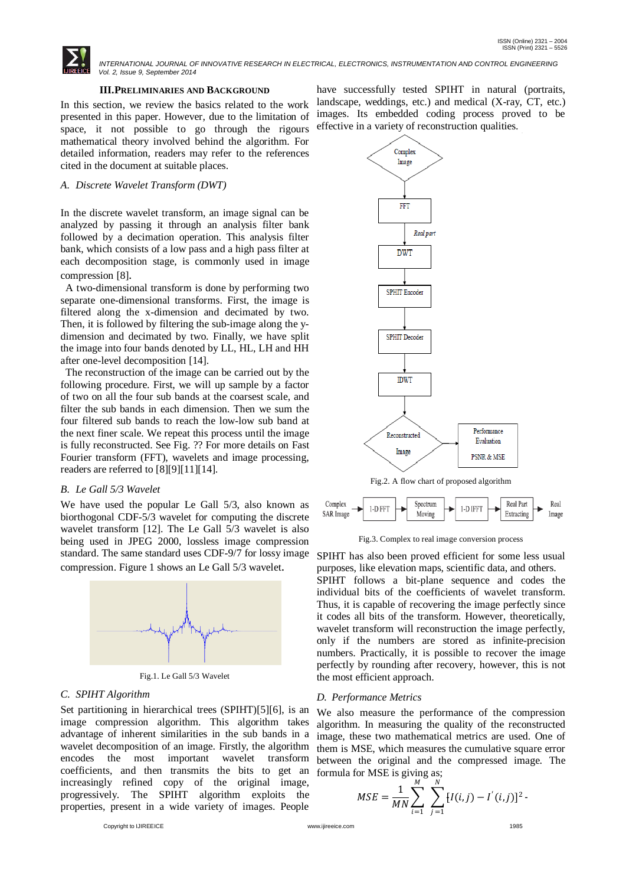## III. Preliminaries and Background

In this section, we review the basics related to the work presented in this paper. However, due to the limitation of space, it not possible to go through the rigours mathematical theory involved behind the algorithm. For detailed information, readers may refer to the references cited in the document at suitable places.

### A. Discrete Wavelet Transform (DWT)

In the discrete wavelet transform, an image signal can be analyzed by passing it through an analysis filter bank followed by a decimation operation. This analysis filter bank, which consists of a low pass and a high pass filter at each decomposition stage, is commonly used in image compression [8].

A two-dimensional transform is done by performing two separate one-dimensional transforms. First, the image is filtered along the x-dimension and decimated by two. Then, it is followed by filtering the sub-image along the y-dimension and decimated by two. Finally, we have split the image into four bands denoted by LL, HL, LH and HH after one-level decomposition [14].

The reconstruction of the image can be carried out by the following procedure. First, we will up sample by a factor of two on all the four sub bands at the coarsest scale, and filter the sub bands in each dimension. Then we sum the four filtered sub bands to reach the low-low sub band at the next finer scale. We repeat this process until the image is fully reconstructed. See Fig. ?? For more details on Fast Fourier transform (FFT), wavelets and image processing, readers are referred to [8][9][11][14].

### B. Le Gall 5/3 Wavelet

We have used the popular Le Gall 5/3, also known as biorthogonal CDF-5/3 wavelet for computing the discrete wavelet transform [12]. The Le Gall 5/3 wavelet is also being used in JPEG 2000, lossless image compression standard. The same standard uses CDF-9/7 for lossy image compression. Figure 1 shows an Le Gall 5/3 wavelet.

Fig.1. Le Gall 5/3 Wavelet

### C. SPIHT Algorithm

Set partitioning in hierarchical trees (SPIHT)[5][6], is an image compression algorithm. This algorithm takes advantage of inherent similarities in the sub bands in a wavelet decomposition of an image. Firstly, the algorithm encodes the most important wavelet transform coefficients, and then transmits the bits to get an increasingly refined copy of the original image, progressively. The SPIHT algorithm exploits the properties, present in a wide variety of images. People have successfully tested SPIHT in natural (portraits, landscape, weddings, etc.) and medical (X-ray, CT, etc.) images. Its embedded coding process proved to be effective in a variety of reconstruction qualities.

Fig.2. A flow chart of proposed algorithm

Fig.3. Complex to real image conversion process

SPIHT has also been proved efficient for some less usual purposes, like elevation maps, scientific data, and others. SPIHT follows a bit-plane sequence and codes the individual bits of the coefficients of wavelet transform. Thus, it is capable of recovering the image perfectly since it codes all bits of the transform. However, theoretically, wavelet transform will reconstruction the image perfectly, only if the numbers are stored as infinite-precision numbers. Practically, it is possible to recover the image perfectly by rounding after recovery, however, this is not the most efficient approach.

### D. Performance Metrics

We also measure the performance of the compression algorithm. In measuring the quality of the reconstructed image, these two mathematical metrics are used. One of them is MSE, which measures the cumulative square error between the original and the compressed image. The formula for MSE is giving as;

$$MSE = \frac{1}{MN}\sum_{i=1}^{M}\sum_{j=1}^{N}[I(i,j) - I'(i,j)]^2 -$$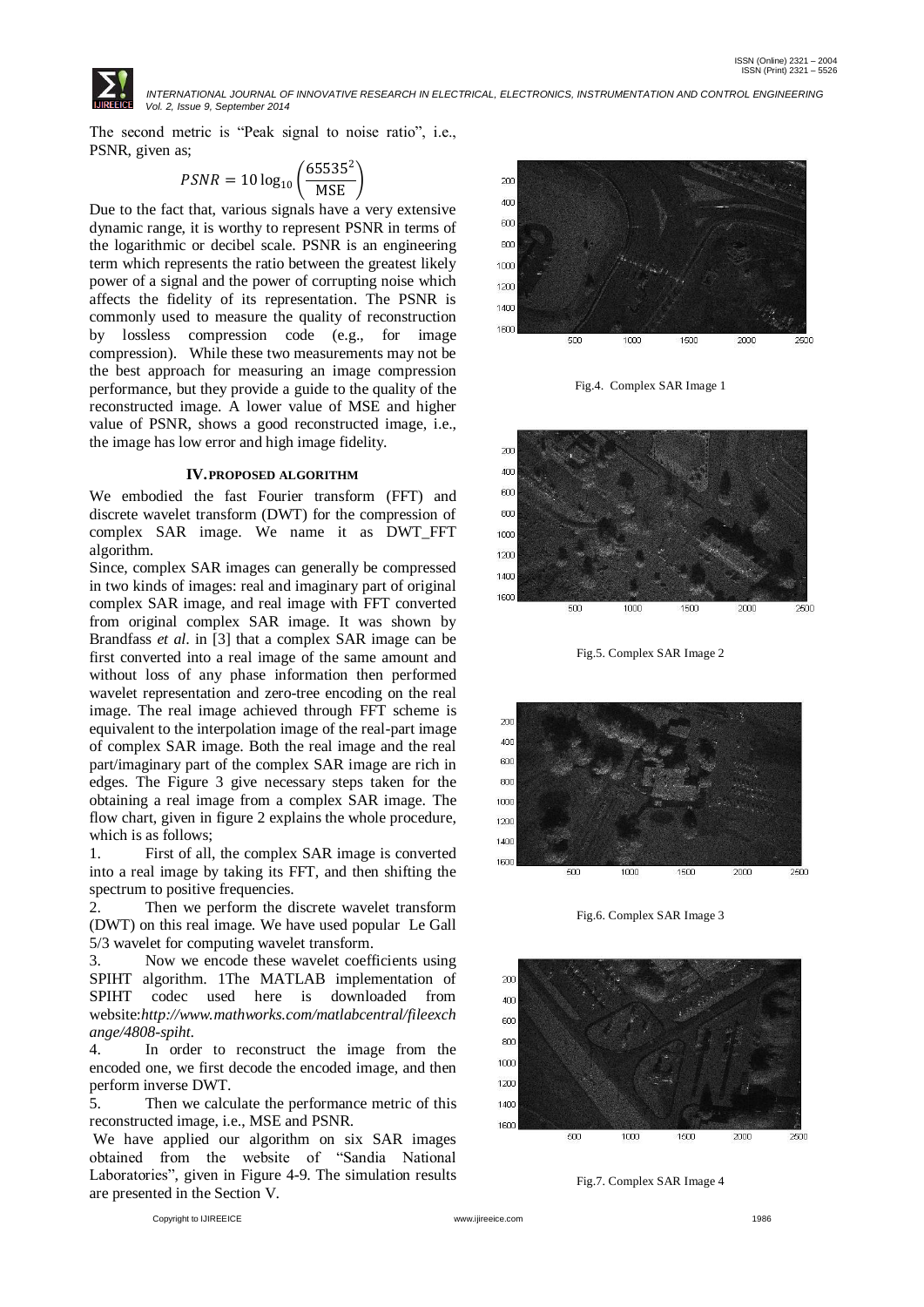The second metric is "Peak signal to noise ratio", i.e., PSNR, given as;

$$PSNR = 10\log_{10}\left(\frac{65535^2}{\text{MSE}}\right)$$

Due to the fact that, various signals have a very extensive dynamic range, it is worthy to represent PSNR in terms of the logarithmic or decibel scale. PSNR is an engineering term which represents the ratio between the greatest likely power of a signal and the power of corrupting noise which affects the fidelity of its representation. The PSNR is commonly used to measure the quality of reconstruction by lossless compression code (e.g., for image compression). While these two measurements may not be the best approach for measuring an image compression performance, but they provide a guide to the quality of the reconstructed image. A lower value of MSE and higher value of PSNR, shows a good reconstructed image, i.e., the image has low error and high image fidelity.

## IV. PROPOSED ALGORITHM

We embodied the fast Fourier transform (FFT) and discrete wavelet transform (DWT) for the compression of complex SAR image. We name it as DWT_FFT algorithm.

Since, complex SAR images can generally be compressed in two kinds of images: real and imaginary part of original complex SAR image, and real image with FFT converted from original complex SAR image. It was shown by Brandfass *et al*. in [3] that a complex SAR image can be first converted into a real image of the same amount and without loss of any phase information then performed wavelet representation and zero-tree encoding on the real image. The real image achieved through FFT scheme is equivalent to the interpolation image of the real-part image of complex SAR image. Both the real image and the real part/imaginary part of the complex SAR image are rich in edges. The Figure 3 give necessary steps taken for the obtaining a real image from a complex SAR image. The flow chart, given in figure 2 explains the whole procedure, which is as follows;

1. First of all, the complex SAR image is converted into a real image by taking its FFT, and then shifting the spectrum to positive frequencies.
2. Then we perform the discrete wavelet transform (DWT) on this real image. We have used popular Le Gall 5/3 wavelet for computing wavelet transform.
3. Now we encode these wavelet coefficients using SPIHT algorithm. 1The MATLAB implementation of SPIHT codec used here is downloaded from website:*http://www.mathworks.com/matlabcentral/fileexchange/4808-spiht*.
4. In order to reconstruct the image from the encoded one, we first decode the encoded image, and then perform inverse DWT.
5. Then we calculate the performance metric of this reconstructed image, i.e., MSE and PSNR.

We have applied our algorithm on six SAR images obtained from the website of "Sandia National Laboratories", given in Figure 4-9. The simulation results are presented in the Section V.

Fig.4. Complex SAR Image 1

Fig.5. Complex SAR Image 2

Fig.6. Complex SAR Image 3

Fig.7. Complex SAR Image 4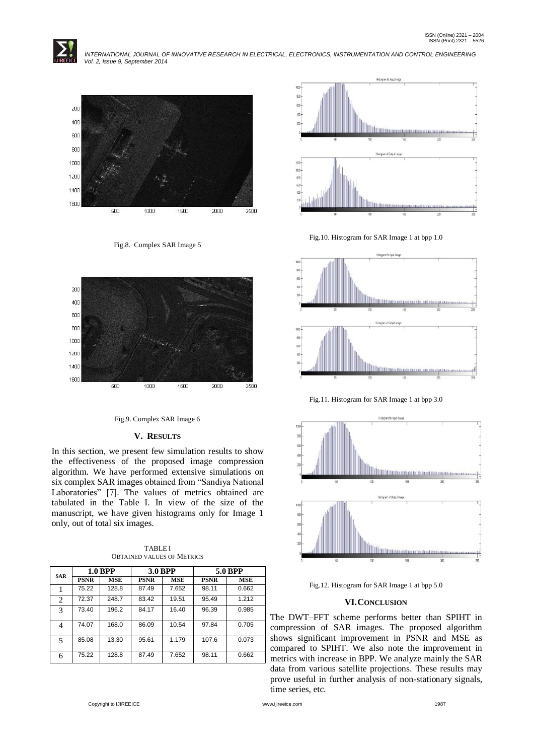Fig.8. Complex SAR Image 5

Fig.9. Complex SAR Image 6

## V. RESULTS

In this section, we present few simulation results to show the effectiveness of the proposed image compression algorithm. We have performed extensive simulations on six complex SAR images obtained from "Sandiya National Laboratories" [7]. The values of metrics obtained are tabulated in the Table I. In view of the size of the manuscript, we have given histograms only for Image 1 only, out of total six images.

TABLE I
OBTAINED VALUES OF METRICS

| SAR | 1.0 BPP | | 3.0 BPP | | 5.0 BPP | |
|---|---|---|---|---|---|---|
| | PSNR | MSE | PSNR | MSE | PSNR | MSE |
| 1 | 75.22 | 128.8 | 87.49 | 7.652 | 98.11 | 0.662 |
| 2 | 72.37 | 248.7 | 83.42 | 19.51 | 95.49 | 1.212 |
| 3 | 73.40 | 196.2 | 84.17 | 16.40 | 96.39 | 0.985 |
| 4 | 74.07 | 168.0 | 86.09 | 10.54 | 97.84 | 0.705 |
| 5 | 85.08 | 13.30 | 95.61 | 1.179 | 107.6 | 0.073 |
| 6 | 75.22 | 128.8 | 87.49 | 7.652 | 98.11 | 0.662 |

Fig.10. Histogram for SAR Image 1 at bpp 1.0

Fig.11. Histogram for SAR Image 1 at bpp 3.0

Fig.12. Histogram for SAR Image 1 at bpp 5.0

## VI. CONCLUSION

The DWT–FFT scheme performs better than SPIHT in compression of SAR images. The proposed algorithm shows significant improvement in PSNR and MSE as compared to SPIHT. We also note the improvement in metrics with increase in BPP. We analyze mainly the SAR data from various satellite projections. These results may prove useful in further analysis of non-stationary signals, time series, etc.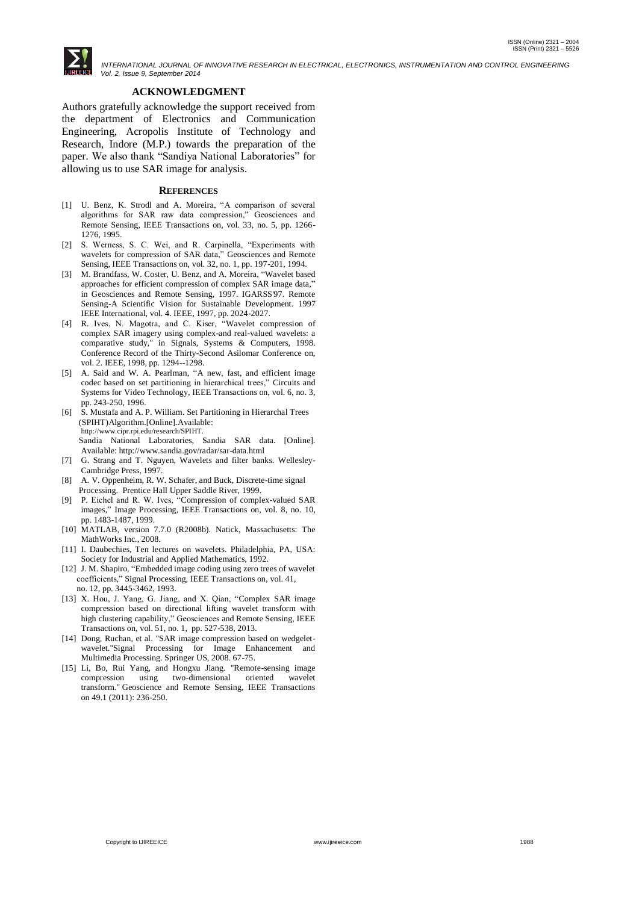## ACKNOWLEDGMENT

Authors gratefully acknowledge the support received from the department of Electronics and Communication Engineering, Acropolis Institute of Technology and Research, Indore (M.P.) towards the preparation of the paper. We also thank "Sandiya National Laboratories" for allowing us to use SAR image for analysis.

## REFERENCES

[1] U. Benz, K. Strodl and A. Moreira, "A comparison of several algorithms for SAR raw data compression," Geosciences and Remote Sensing, IEEE Transactions on, vol. 33, no. 5, pp. 1266-1276, 1995.

[2] S. Werness, S. C. Wei, and R. Carpinella, "Experiments with wavelets for compression of SAR data," Geosciences and Remote Sensing, IEEE Transactions on, vol. 32, no. 1, pp. 197-201, 1994.

[3] M. Brandfass, W. Coster, U. Benz, and A. Moreira, "Wavelet based approaches for efficient compression of complex SAR image data," in Geosciences and Remote Sensing, 1997. IGARSS'97. Remote Sensing-A Scientific Vision for Sustainable Development. 1997 IEEE International, vol. 4. IEEE, 1997, pp. 2024-2027.

[4] R. Ives, N. Magotra, and C. Kiser, "Wavelet compression of complex SAR imagery using complex-and real-valued wavelets: a comparative study," in Signals, Systems & Computers, 1998. Conference Record of the Thirty-Second Asilomar Conference on, vol. 2. IEEE, 1998, pp. 1294--1298.

[5] A. Said and W. A. Pearlman, "A new, fast, and efficient image codec based on set partitioning in hierarchical trees," Circuits and Systems for Video Technology, IEEE Transactions on, vol. 6, no. 3, pp. 243-250, 1996.

[6] S. Mustafa and A. P. William. Set Partitioning in Hierarchal Trees (SPIHT)Algorithm.[Online].Available: http://www.cipr.rpi.edu/research/SPIHT.
Sandia National Laboratories, Sandia SAR data. [Online]. Available: http://www.sandia.gov/radar/sar-data.html

[7] G. Strang and T. Nguyen, Wavelets and filter banks. Wellesley-Cambridge Press, 1997.

[8] A. V. Oppenheim, R. W. Schafer, and Buck, Discrete-time signal Processing. Prentice Hall Upper Saddle River, 1999.

[9] P. Eichel and R. W. Ives, "Compression of complex-valued SAR images," Image Processing, IEEE Transactions on, vol. 8, no. 10, pp. 1483-1487, 1999.

[10] MATLAB, version 7.7.0 (R2008b). Natick, Massachusetts: The MathWorks Inc., 2008.

[11] I. Daubechies, Ten lectures on wavelets. Philadelphia, PA, USA: Society for Industrial and Applied Mathematics, 1992.

[12] J. M. Shapiro, "Embedded image coding using zero trees of wavelet coefficients," Signal Processing, IEEE Transactions on, vol. 41, no. 12, pp. 3445-3462, 1993.

[13] X. Hou, J. Yang, G. Jiang, and X. Qian, "Complex SAR image compression based on directional lifting wavelet transform with high clustering capability," Geosciences and Remote Sensing, IEEE Transactions on, vol. 51, no. 1, pp. 527-538, 2013.

[14] Dong, Ruchan, et al. "SAR image compression based on wedgelet-wavelet."Signal Processing for Image Enhancement and Multimedia Processing. Springer US, 2008. 67-75.

[15] Li, Bo, Rui Yang, and Hongxu Jiang. "Remote-sensing image compression using two-dimensional oriented wavelet transform." Geoscience and Remote Sensing, IEEE Transactions on 49.1 (2011): 236-250.